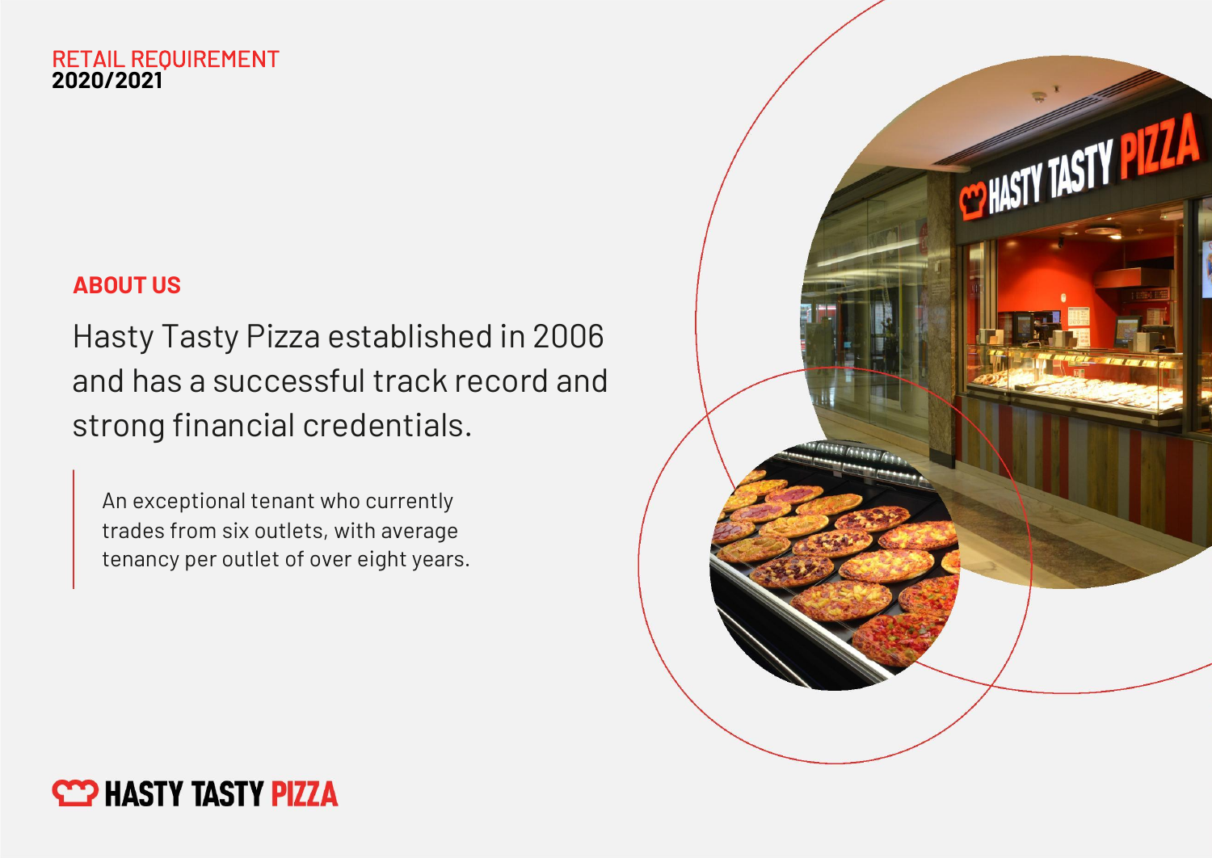RETAIL REQUIREMENT
**2020/2021**

## ABOUT US

Hasty Tasty Pizza established in 2006 and has a successful track record and strong financial credentials.

> An exceptional tenant who currently trades from six outlets, with average tenancy per outlet of over eight years.

**HASTY TASTY PIZZA**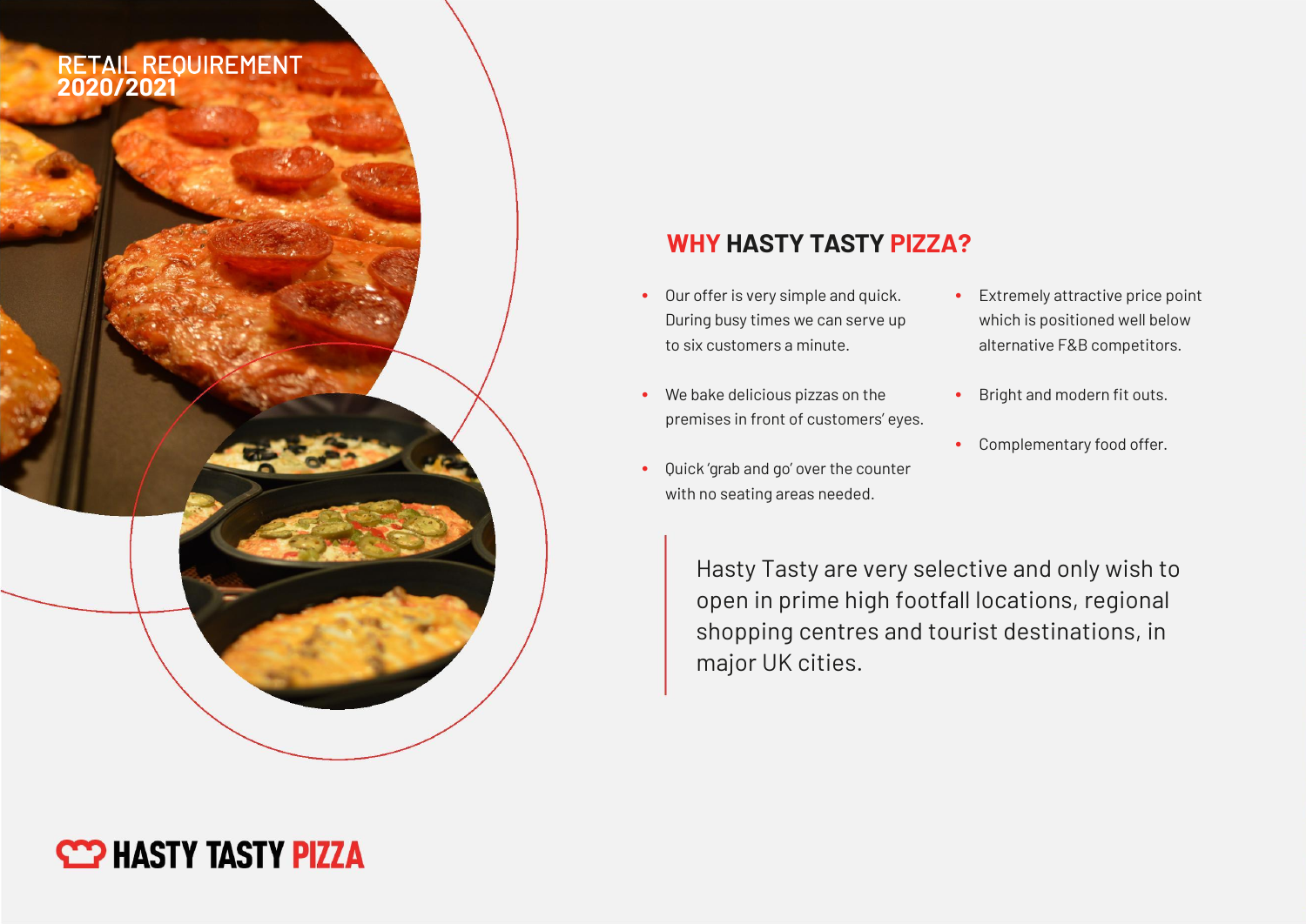RETAIL REQUIREMENT
**2020/2021**

## WHY HASTY TASTY PIZZA?

- Our offer is very simple and quick. During busy times we can serve up to six customers a minute.
- We bake delicious pizzas on the premises in front of customers' eyes.
- Quick 'grab and go' over the counter with no seating areas needed.
- Extremely attractive price point which is positioned well below alternative F&B competitors.
- Bright and modern fit outs.
- Complementary food offer.

Hasty Tasty are very selective and only wish to open in prime high footfall locations, regional shopping centres and tourist destinations, in major UK cities.

**HASTY TASTY PIZZA**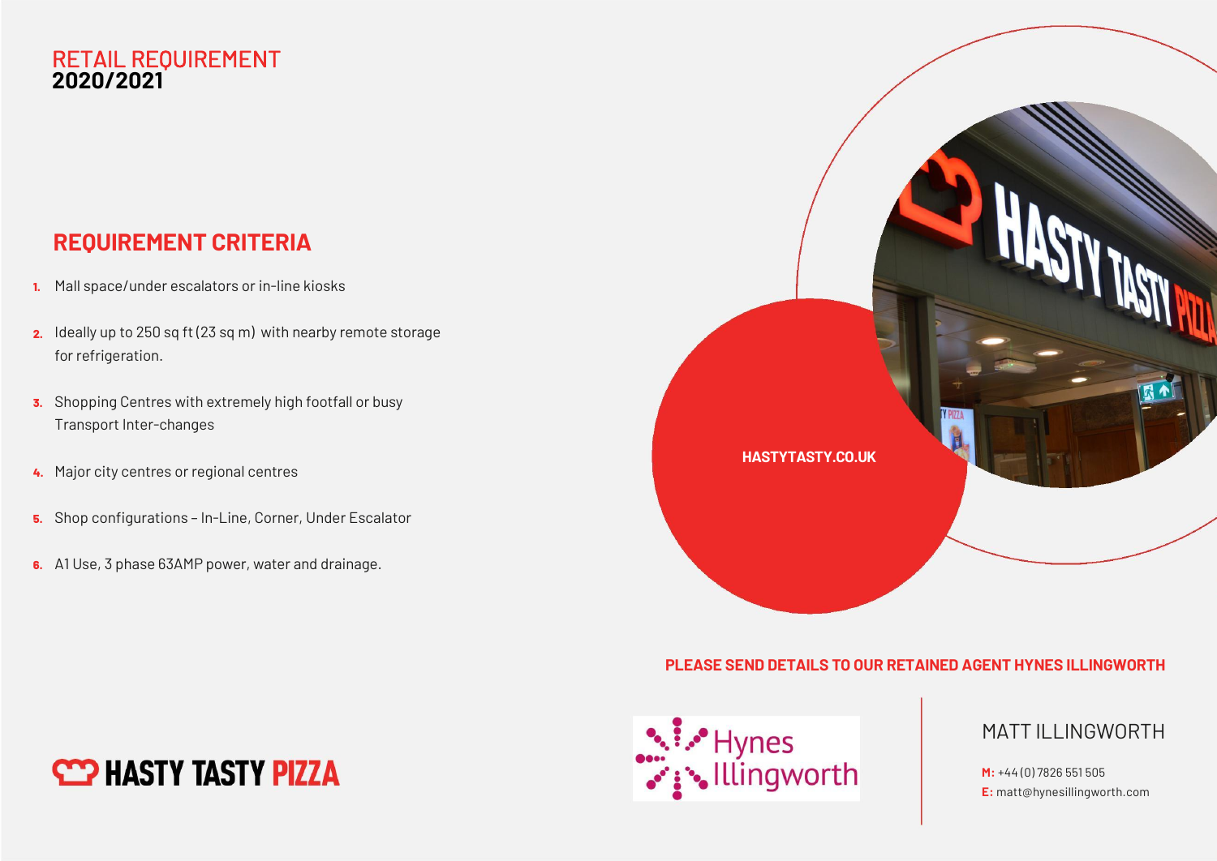RETAIL REQUIREMENT
**2020/2021**

## REQUIREMENT CRITERIA

1. Mall space/under escalators or in-line kiosks
2. Ideally up to 250 sq ft (23 sq m) with nearby remote storage for refrigeration.
3. Shopping Centres with extremely high footfall or busy Transport Inter-changes
4. Major city centres or regional centres
5. Shop configurations – In-Line, Corner, Under Escalator
6. A1 Use, 3 phase 63AMP power, water and drainage.

**HASTYTASTY.CO.UK**

**HASTY TASTY PIZZA**

**PLEASE SEND DETAILS TO OUR RETAINED AGENT HYNES ILLINGWORTH**

Hynes Illingworth

MATT ILLINGWORTH

**M:** +44 (0) 7826 551 505
**E:** matt@hynesillingworth.com